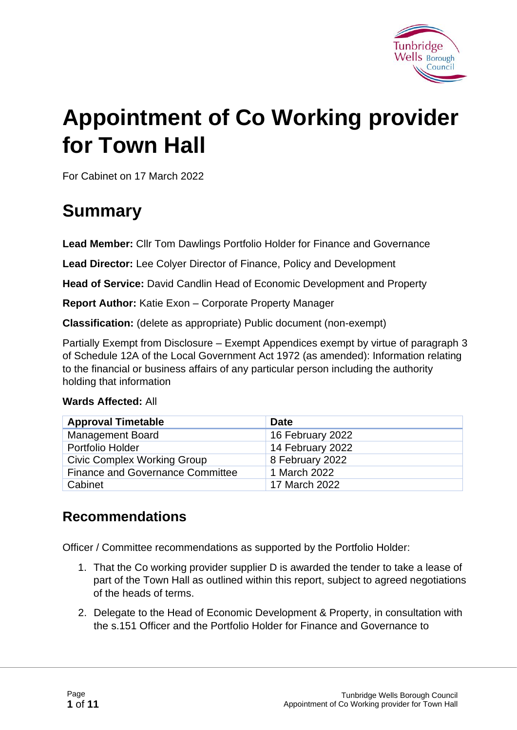# Appointment of Co Working provider for Town Hall

For Cabinet on 17 March 2022

## Summary

**Lead Member:** Cllr Tom Dawlings Portfolio Holder for Finance and Governance

**Lead Director:** Lee Colyer Director of Finance, Policy and Development

**Head of Service:** David Candlin Head of Economic Development and Property

**Report Author:** Katie Exon – Corporate Property Manager

**Classification:** (delete as appropriate) Public document (non-exempt)

Partially Exempt from Disclosure – Exempt Appendices exempt by virtue of paragraph 3 of Schedule 12A of the Local Government Act 1972 (as amended): Information relating to the financial or business affairs of any particular person including the authority holding that information

**Wards Affected:** All

| Approval Timetable | Date |
|---|---|
| Management Board | 16 February 2022 |
| Portfolio Holder | 14 February 2022 |
| Civic Complex Working Group | 8 February 2022 |
| Finance and Governance Committee | 1 March 2022 |
| Cabinet | 17 March 2022 |

### Recommendations

Officer / Committee recommendations as supported by the Portfolio Holder:

1. That the Co working provider supplier D is awarded the tender to take a lease of part of the Town Hall as outlined within this report, subject to agreed negotiations of the heads of terms.
2. Delegate to the Head of Economic Development & Property, in consultation with the s.151 Officer and the Portfolio Holder for Finance and Governance to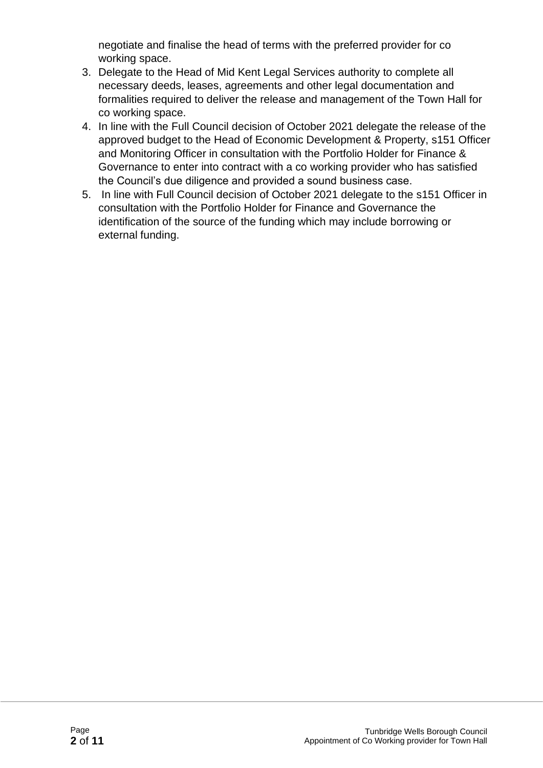negotiate and finalise the head of terms with the preferred provider for co working space.

3. Delegate to the Head of Mid Kent Legal Services authority to complete all necessary deeds, leases, agreements and other legal documentation and formalities required to deliver the release and management of the Town Hall for co working space.
4. In line with the Full Council decision of October 2021 delegate the release of the approved budget to the Head of Economic Development & Property, s151 Officer and Monitoring Officer in consultation with the Portfolio Holder for Finance & Governance to enter into contract with a co working provider who has satisfied the Council's due diligence and provided a sound business case.
5. In line with Full Council decision of October 2021 delegate to the s151 Officer in consultation with the Portfolio Holder for Finance and Governance the identification of the source of the funding which may include borrowing or external funding.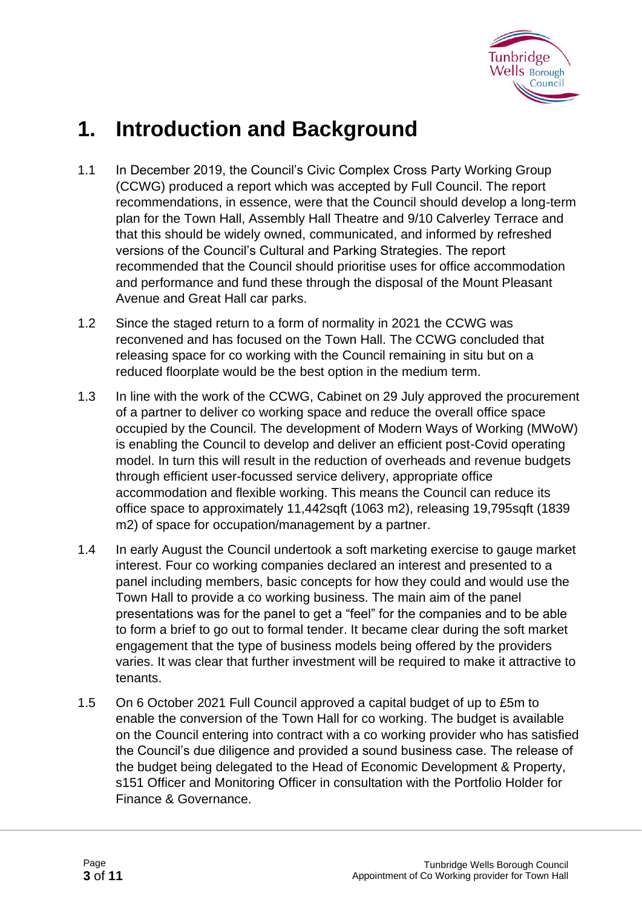# 1. Introduction and Background

1.1 In December 2019, the Council's Civic Complex Cross Party Working Group (CCWG) produced a report which was accepted by Full Council. The report recommendations, in essence, were that the Council should develop a long-term plan for the Town Hall, Assembly Hall Theatre and 9/10 Calverley Terrace and that this should be widely owned, communicated, and informed by refreshed versions of the Council's Cultural and Parking Strategies. The report recommended that the Council should prioritise uses for office accommodation and performance and fund these through the disposal of the Mount Pleasant Avenue and Great Hall car parks.

1.2 Since the staged return to a form of normality in 2021 the CCWG was reconvened and has focused on the Town Hall. The CCWG concluded that releasing space for co working with the Council remaining in situ but on a reduced floorplate would be the best option in the medium term.

1.3 In line with the work of the CCWG, Cabinet on 29 July approved the procurement of a partner to deliver co working space and reduce the overall office space occupied by the Council. The development of Modern Ways of Working (MWoW) is enabling the Council to develop and deliver an efficient post-Covid operating model. In turn this will result in the reduction of overheads and revenue budgets through efficient user-focussed service delivery, appropriate office accommodation and flexible working. This means the Council can reduce its office space to approximately 11,442sqft (1063 m2), releasing 19,795sqft (1839 m2) of space for occupation/management by a partner.

1.4 In early August the Council undertook a soft marketing exercise to gauge market interest. Four co working companies declared an interest and presented to a panel including members, basic concepts for how they could and would use the Town Hall to provide a co working business. The main aim of the panel presentations was for the panel to get a "feel" for the companies and to be able to form a brief to go out to formal tender. It became clear during the soft market engagement that the type of business models being offered by the providers varies. It was clear that further investment will be required to make it attractive to tenants.

1.5 On 6 October 2021 Full Council approved a capital budget of up to £5m to enable the conversion of the Town Hall for co working. The budget is available on the Council entering into contract with a co working provider who has satisfied the Council's due diligence and provided a sound business case. The release of the budget being delegated to the Head of Economic Development & Property, s151 Officer and Monitoring Officer in consultation with the Portfolio Holder for Finance & Governance.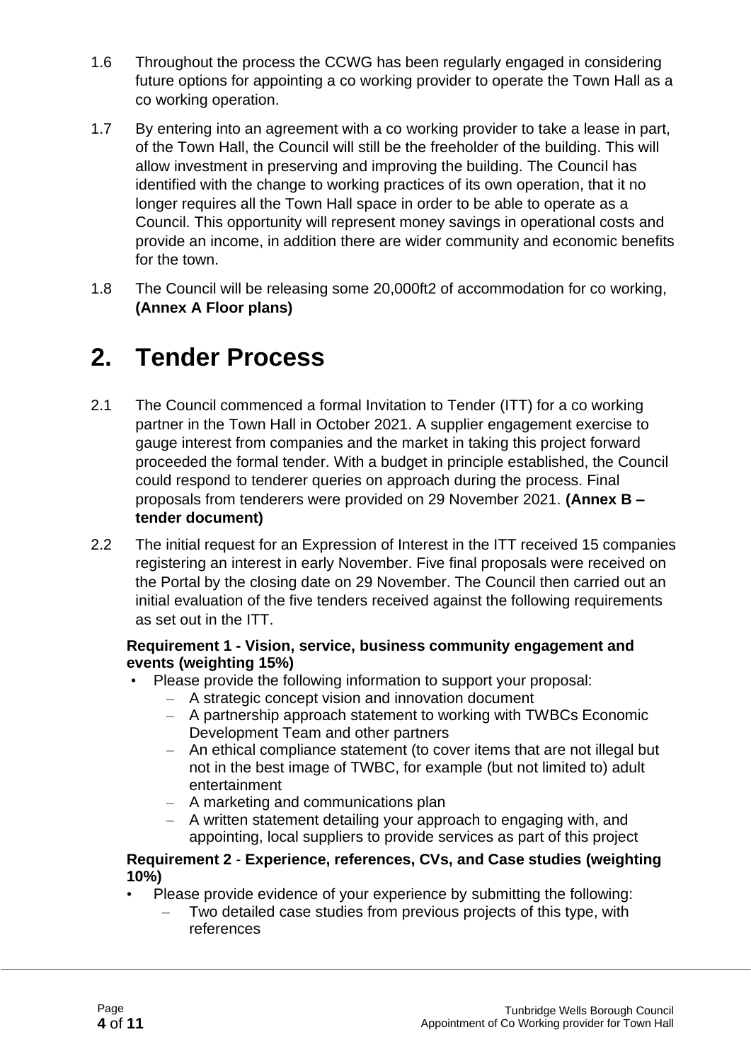1.6 Throughout the process the CCWG has been regularly engaged in considering future options for appointing a co working provider to operate the Town Hall as a co working operation.

1.7 By entering into an agreement with a co working provider to take a lease in part, of the Town Hall, the Council will still be the freeholder of the building. This will allow investment in preserving and improving the building. The Council has identified with the change to working practices of its own operation, that it no longer requires all the Town Hall space in order to be able to operate as a Council. This opportunity will represent money savings in operational costs and provide an income, in addition there are wider community and economic benefits for the town.

1.8 The Council will be releasing some 20,000ft2 of accommodation for co working, **(Annex A Floor plans)**

# 2. Tender Process

2.1 The Council commenced a formal Invitation to Tender (ITT) for a co working partner in the Town Hall in October 2021. A supplier engagement exercise to gauge interest from companies and the market in taking this project forward proceeded the formal tender. With a budget in principle established, the Council could respond to tenderer queries on approach during the process. Final proposals from tenderers were provided on 29 November 2021. **(Annex B – tender document)**

2.2 The initial request for an Expression of Interest in the ITT received 15 companies registering an interest in early November. Five final proposals were received on the Portal by the closing date on 29 November. The Council then carried out an initial evaluation of the five tenders received against the following requirements as set out in the ITT.

**Requirement 1 - Vision, service, business community engagement and events (weighting 15%)**

- Please provide the following information to support your proposal:
  - A strategic concept vision and innovation document
  - A partnership approach statement to working with TWBCs Economic Development Team and other partners
  - An ethical compliance statement (to cover items that are not illegal but not in the best image of TWBC, for example (but not limited to) adult entertainment
  - A marketing and communications plan
  - A written statement detailing your approach to engaging with, and appointing, local suppliers to provide services as part of this project

**Requirement 2** - **Experience, references, CVs, and Case studies (weighting 10%)**

- Please provide evidence of your experience by submitting the following:
  - Two detailed case studies from previous projects of this type, with references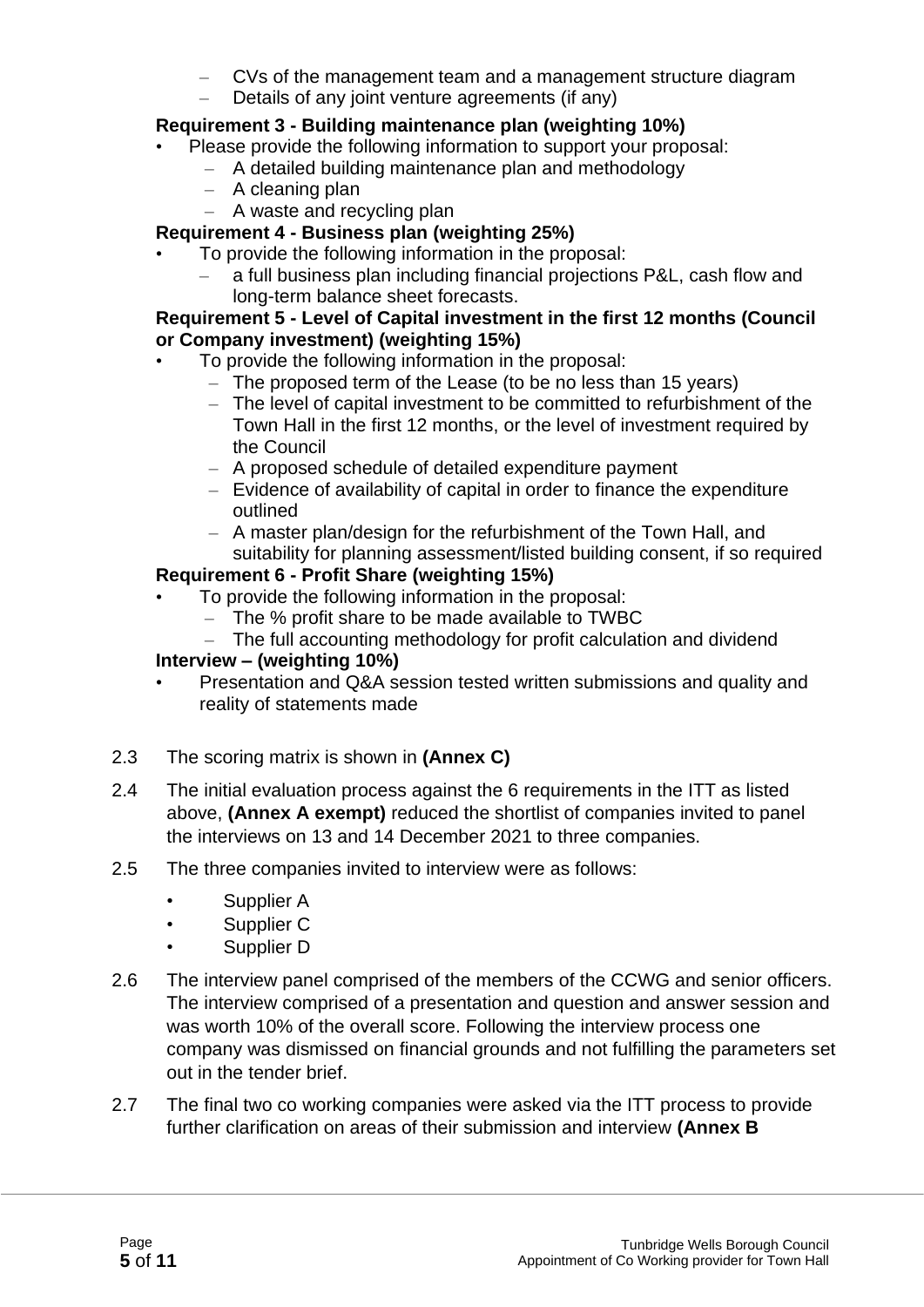- CVs of the management team and a management structure diagram
  - Details of any joint venture agreements (if any)

**Requirement 3 - Building maintenance plan (weighting 10%)**

- Please provide the following information to support your proposal:
  - A detailed building maintenance plan and methodology
  - A cleaning plan
  - A waste and recycling plan

**Requirement 4 - Business plan (weighting 25%)**

- To provide the following information in the proposal:
  - a full business plan including financial projections P&L, cash flow and long-term balance sheet forecasts.

**Requirement 5 - Level of Capital investment in the first 12 months (Council or Company investment) (weighting 15%)**

- To provide the following information in the proposal:
  - The proposed term of the Lease (to be no less than 15 years)
  - The level of capital investment to be committed to refurbishment of the Town Hall in the first 12 months, or the level of investment required by the Council
  - A proposed schedule of detailed expenditure payment
  - Evidence of availability of capital in order to finance the expenditure outlined
  - A master plan/design for the refurbishment of the Town Hall, and suitability for planning assessment/listed building consent, if so required

**Requirement 6 - Profit Share (weighting 15%)**

- To provide the following information in the proposal:
  - The % profit share to be made available to TWBC
  - The full accounting methodology for profit calculation and dividend

**Interview – (weighting 10%)**

- Presentation and Q&A session tested written submissions and quality and reality of statements made

2.3 The scoring matrix is shown in **(Annex C)**

2.4 The initial evaluation process against the 6 requirements in the ITT as listed above, **(Annex A exempt)** reduced the shortlist of companies invited to panel the interviews on 13 and 14 December 2021 to three companies.

2.5 The three companies invited to interview were as follows:

- Supplier A
- Supplier C
- Supplier D

2.6 The interview panel comprised of the members of the CCWG and senior officers. The interview comprised of a presentation and question and answer session and was worth 10% of the overall score. Following the interview process one company was dismissed on financial grounds and not fulfilling the parameters set out in the tender brief.

2.7 The final two co working companies were asked via the ITT process to provide further clarification on areas of their submission and interview **(Annex B**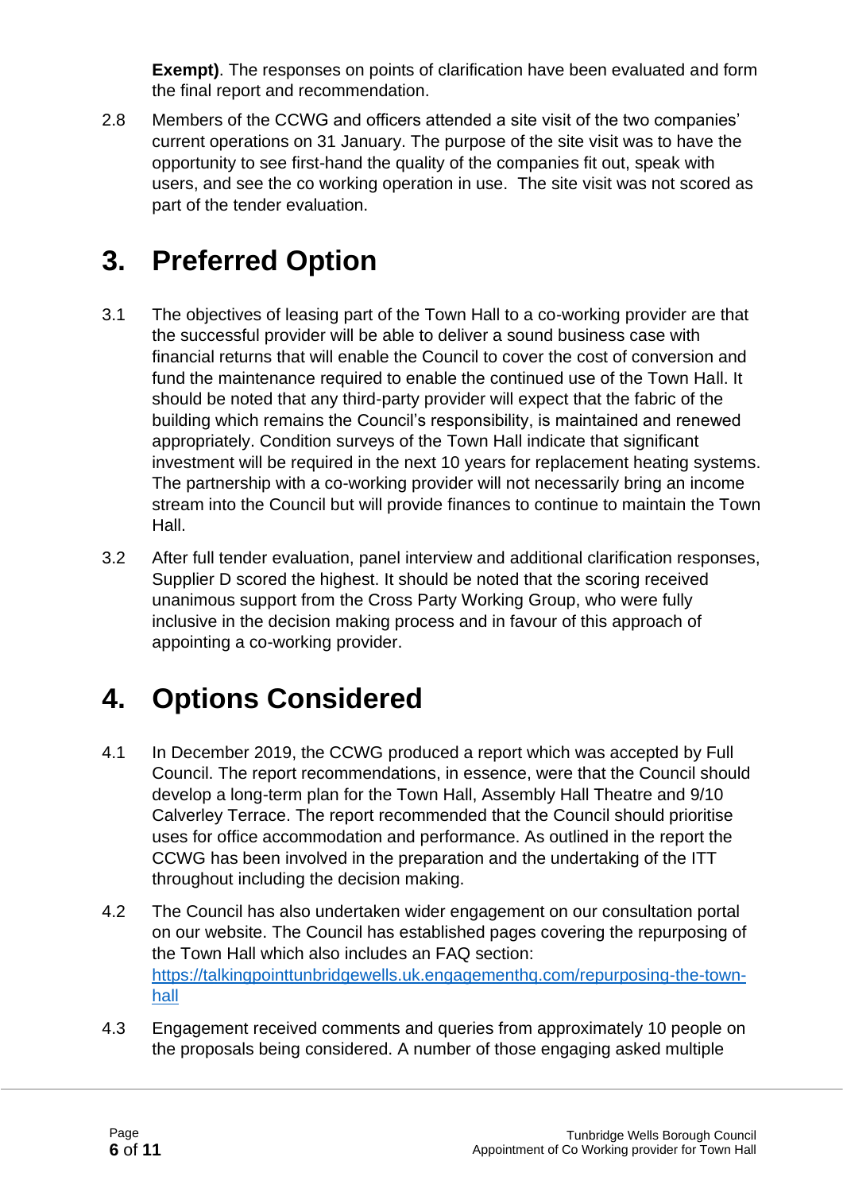**Exempt)**. The responses on points of clarification have been evaluated and form the final report and recommendation.

2.8 Members of the CCWG and officers attended a site visit of the two companies' current operations on 31 January. The purpose of the site visit was to have the opportunity to see first-hand the quality of the companies fit out, speak with users, and see the co working operation in use. The site visit was not scored as part of the tender evaluation.

# 3. Preferred Option

3.1 The objectives of leasing part of the Town Hall to a co-working provider are that the successful provider will be able to deliver a sound business case with financial returns that will enable the Council to cover the cost of conversion and fund the maintenance required to enable the continued use of the Town Hall. It should be noted that any third-party provider will expect that the fabric of the building which remains the Council's responsibility, is maintained and renewed appropriately. Condition surveys of the Town Hall indicate that significant investment will be required in the next 10 years for replacement heating systems. The partnership with a co-working provider will not necessarily bring an income stream into the Council but will provide finances to continue to maintain the Town Hall.

3.2 After full tender evaluation, panel interview and additional clarification responses, Supplier D scored the highest. It should be noted that the scoring received unanimous support from the Cross Party Working Group, who were fully inclusive in the decision making process and in favour of this approach of appointing a co-working provider.

# 4. Options Considered

4.1 In December 2019, the CCWG produced a report which was accepted by Full Council. The report recommendations, in essence, were that the Council should develop a long-term plan for the Town Hall, Assembly Hall Theatre and 9/10 Calverley Terrace. The report recommended that the Council should prioritise uses for office accommodation and performance. As outlined in the report the CCWG has been involved in the preparation and the undertaking of the ITT throughout including the decision making.

4.2 The Council has also undertaken wider engagement on our consultation portal on our website. The Council has established pages covering the repurposing of the Town Hall which also includes an FAQ section: [https://talkingpointtunbridgewells.uk.engagementhq.com/repurposing-the-town-hall](https://talkingpointtunbridgewells.uk.engagementhq.com/repurposing-the-town-hall)

4.3 Engagement received comments and queries from approximately 10 people on the proposals being considered. A number of those engaging asked multiple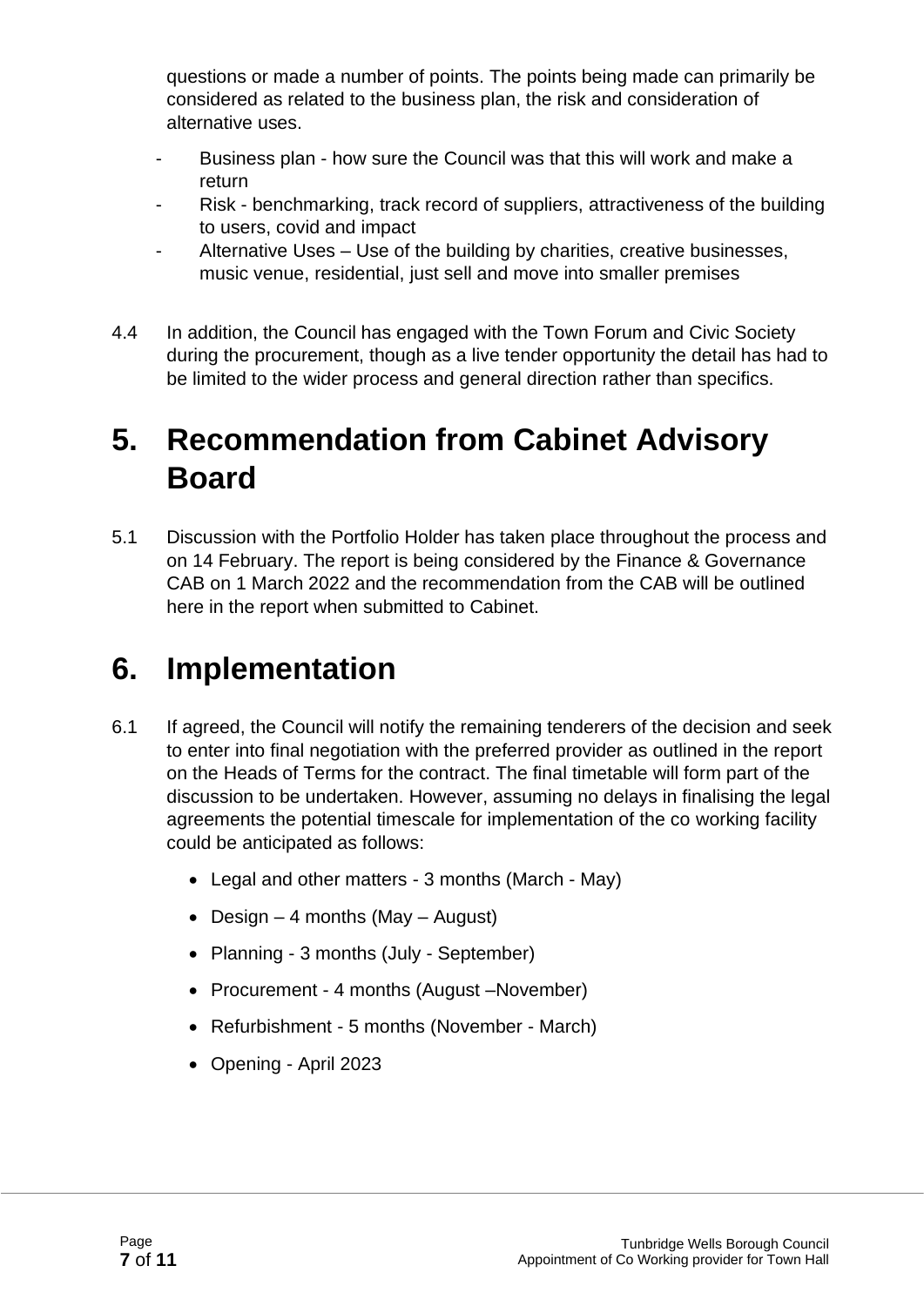questions or made a number of points. The points being made can primarily be considered as related to the business plan, the risk and consideration of alternative uses.

- Business plan - how sure the Council was that this will work and make a return
- Risk - benchmarking, track record of suppliers, attractiveness of the building to users, covid and impact
- Alternative Uses – Use of the building by charities, creative businesses, music venue, residential, just sell and move into smaller premises

4.4 In addition, the Council has engaged with the Town Forum and Civic Society during the procurement, though as a live tender opportunity the detail has had to be limited to the wider process and general direction rather than specifics.

# 5. Recommendation from Cabinet Advisory Board

5.1 Discussion with the Portfolio Holder has taken place throughout the process and on 14 February. The report is being considered by the Finance & Governance CAB on 1 March 2022 and the recommendation from the CAB will be outlined here in the report when submitted to Cabinet.

# 6. Implementation

6.1 If agreed, the Council will notify the remaining tenderers of the decision and seek to enter into final negotiation with the preferred provider as outlined in the report on the Heads of Terms for the contract. The final timetable will form part of the discussion to be undertaken. However, assuming no delays in finalising the legal agreements the potential timescale for implementation of the co working facility could be anticipated as follows:

- Legal and other matters - 3 months (March - May)
- Design – 4 months (May – August)
- Planning - 3 months (July - September)
- Procurement - 4 months (August –November)
- Refurbishment - 5 months (November - March)
- Opening - April 2023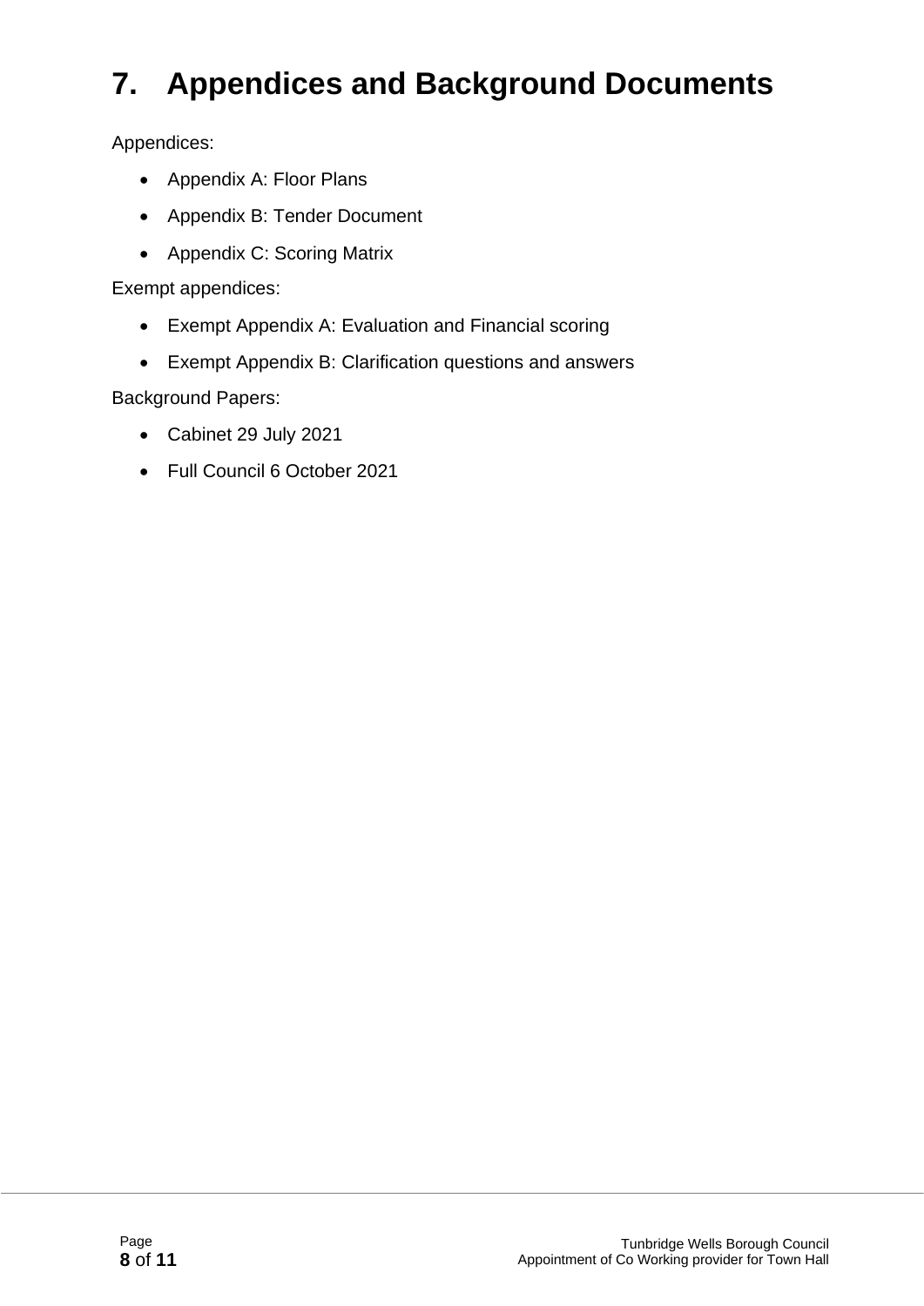# 7. Appendices and Background Documents

Appendices:

- Appendix A: Floor Plans
- Appendix B: Tender Document
- Appendix C: Scoring Matrix

Exempt appendices:

- Exempt Appendix A: Evaluation and Financial scoring
- Exempt Appendix B: Clarification questions and answers

Background Papers:

- Cabinet 29 July 2021
- Full Council 6 October 2021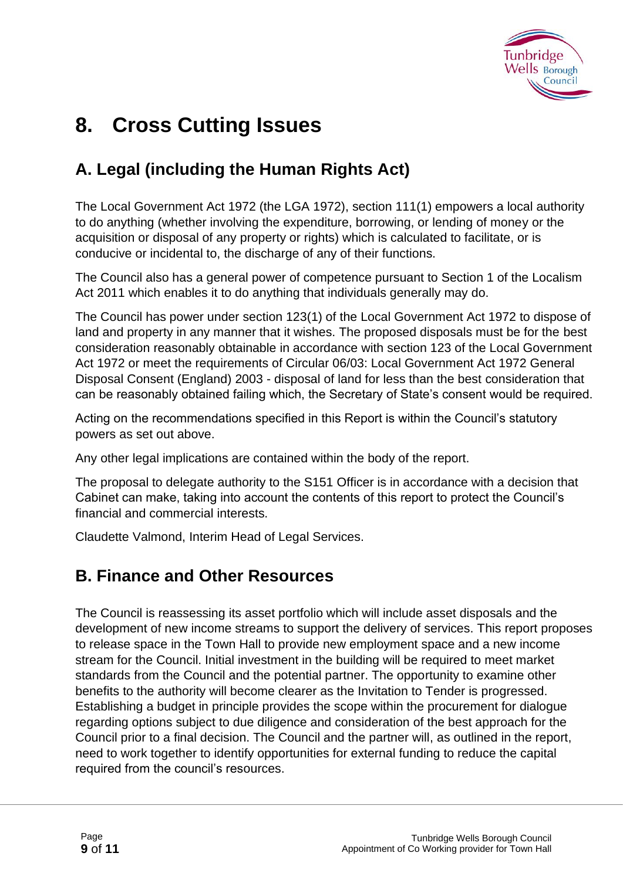# 8. Cross Cutting Issues

## A. Legal (including the Human Rights Act)

The Local Government Act 1972 (the LGA 1972), section 111(1) empowers a local authority to do anything (whether involving the expenditure, borrowing, or lending of money or the acquisition or disposal of any property or rights) which is calculated to facilitate, or is conducive or incidental to, the discharge of any of their functions.

The Council also has a general power of competence pursuant to Section 1 of the Localism Act 2011 which enables it to do anything that individuals generally may do.

The Council has power under section 123(1) of the Local Government Act 1972 to dispose of land and property in any manner that it wishes. The proposed disposals must be for the best consideration reasonably obtainable in accordance with section 123 of the Local Government Act 1972 or meet the requirements of Circular 06/03: Local Government Act 1972 General Disposal Consent (England) 2003 - disposal of land for less than the best consideration that can be reasonably obtained failing which, the Secretary of State's consent would be required.

Acting on the recommendations specified in this Report is within the Council's statutory powers as set out above.

Any other legal implications are contained within the body of the report.

The proposal to delegate authority to the S151 Officer is in accordance with a decision that Cabinet can make, taking into account the contents of this report to protect the Council's financial and commercial interests.

Claudette Valmond, Interim Head of Legal Services.

## B. Finance and Other Resources

The Council is reassessing its asset portfolio which will include asset disposals and the development of new income streams to support the delivery of services. This report proposes to release space in the Town Hall to provide new employment space and a new income stream for the Council. Initial investment in the building will be required to meet market standards from the Council and the potential partner. The opportunity to examine other benefits to the authority will become clearer as the Invitation to Tender is progressed. Establishing a budget in principle provides the scope within the procurement for dialogue regarding options subject to due diligence and consideration of the best approach for the Council prior to a final decision. The Council and the partner will, as outlined in the report, need to work together to identify opportunities for external funding to reduce the capital required from the council's resources.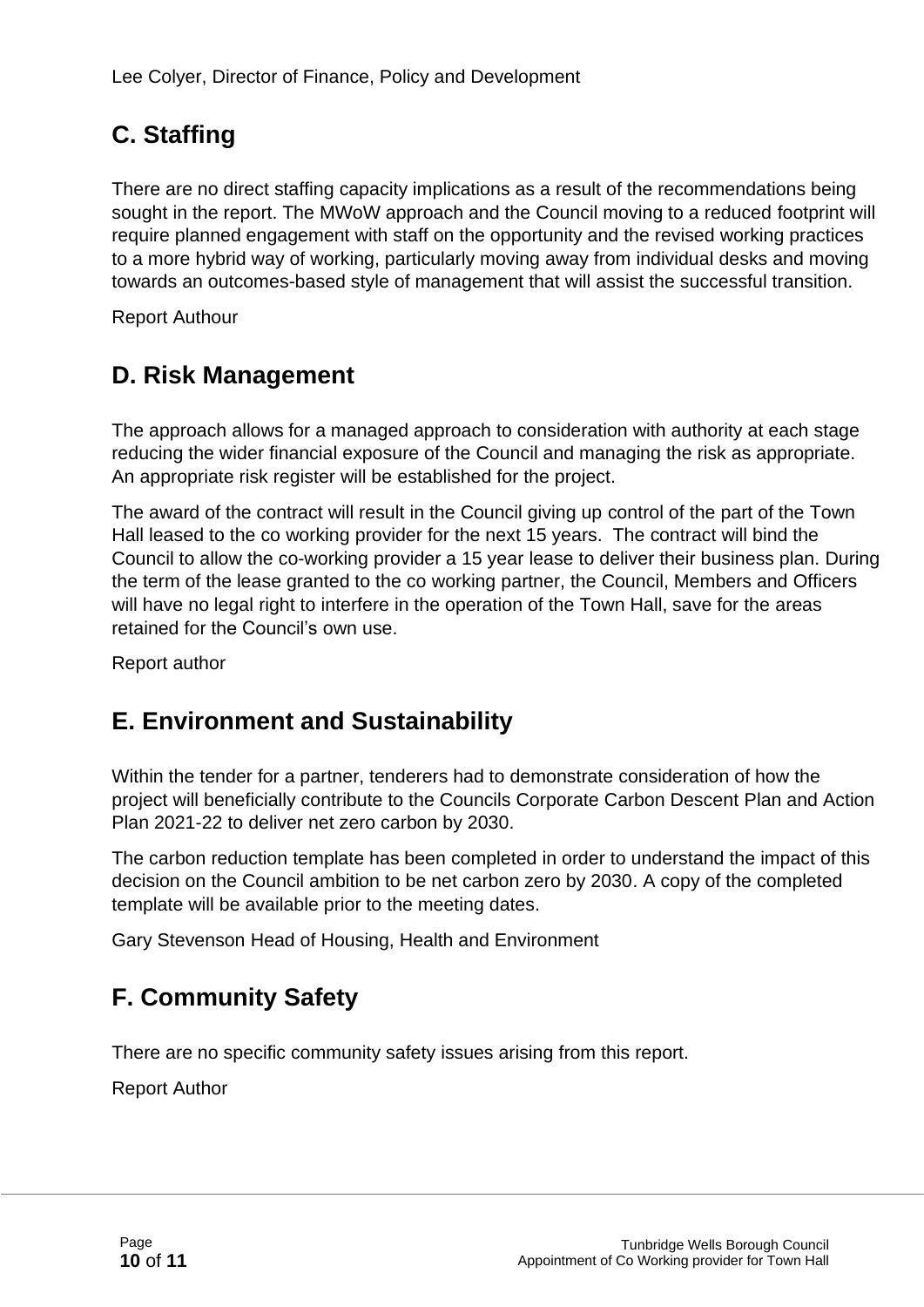Lee Colyer, Director of Finance, Policy and Development

## C. Staffing

There are no direct staffing capacity implications as a result of the recommendations being sought in the report. The MWoW approach and the Council moving to a reduced footprint will require planned engagement with staff on the opportunity and the revised working practices to a more hybrid way of working, particularly moving away from individual desks and moving towards an outcomes-based style of management that will assist the successful transition.

Report Authour

## D. Risk Management

The approach allows for a managed approach to consideration with authority at each stage reducing the wider financial exposure of the Council and managing the risk as appropriate. An appropriate risk register will be established for the project.

The award of the contract will result in the Council giving up control of the part of the Town Hall leased to the co working provider for the next 15 years. The contract will bind the Council to allow the co-working provider a 15 year lease to deliver their business plan. During the term of the lease granted to the co working partner, the Council, Members and Officers will have no legal right to interfere in the operation of the Town Hall, save for the areas retained for the Council's own use.

Report author

## E. Environment and Sustainability

Within the tender for a partner, tenderers had to demonstrate consideration of how the project will beneficially contribute to the Councils Corporate Carbon Descent Plan and Action Plan 2021-22 to deliver net zero carbon by 2030.

The carbon reduction template has been completed in order to understand the impact of this decision on the Council ambition to be net carbon zero by 2030. A copy of the completed template will be available prior to the meeting dates.

Gary Stevenson Head of Housing, Health and Environment

## F. Community Safety

There are no specific community safety issues arising from this report.

Report Author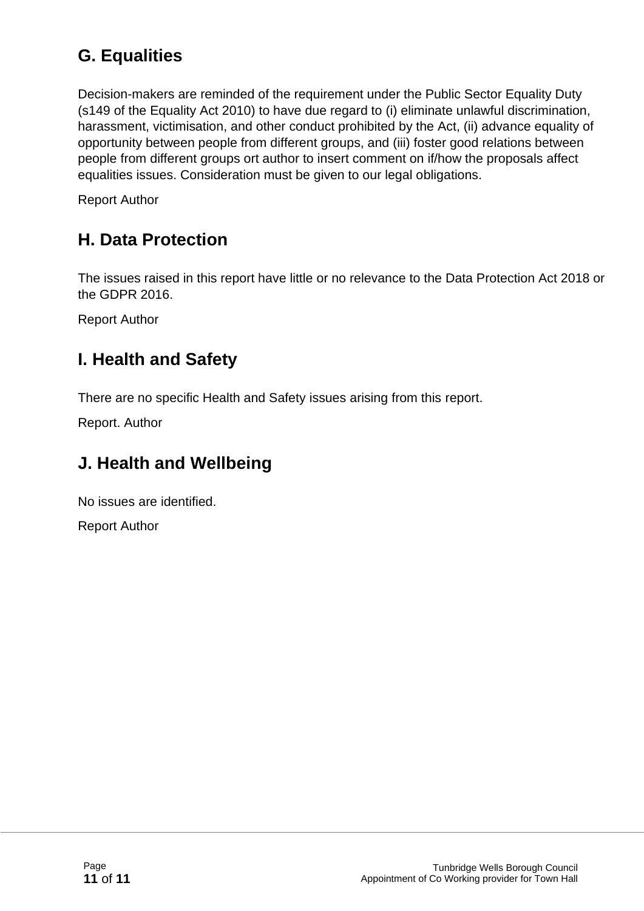## G. Equalities

Decision-makers are reminded of the requirement under the Public Sector Equality Duty (s149 of the Equality Act 2010) to have due regard to (i) eliminate unlawful discrimination, harassment, victimisation, and other conduct prohibited by the Act, (ii) advance equality of opportunity between people from different groups, and (iii) foster good relations between people from different groups ort author to insert comment on if/how the proposals affect equalities issues. Consideration must be given to our legal obligations.

Report Author

## H. Data Protection

The issues raised in this report have little or no relevance to the Data Protection Act 2018 or the GDPR 2016.

Report Author

## I. Health and Safety

There are no specific Health and Safety issues arising from this report.

Report. Author

## J. Health and Wellbeing

No issues are identified.

Report Author